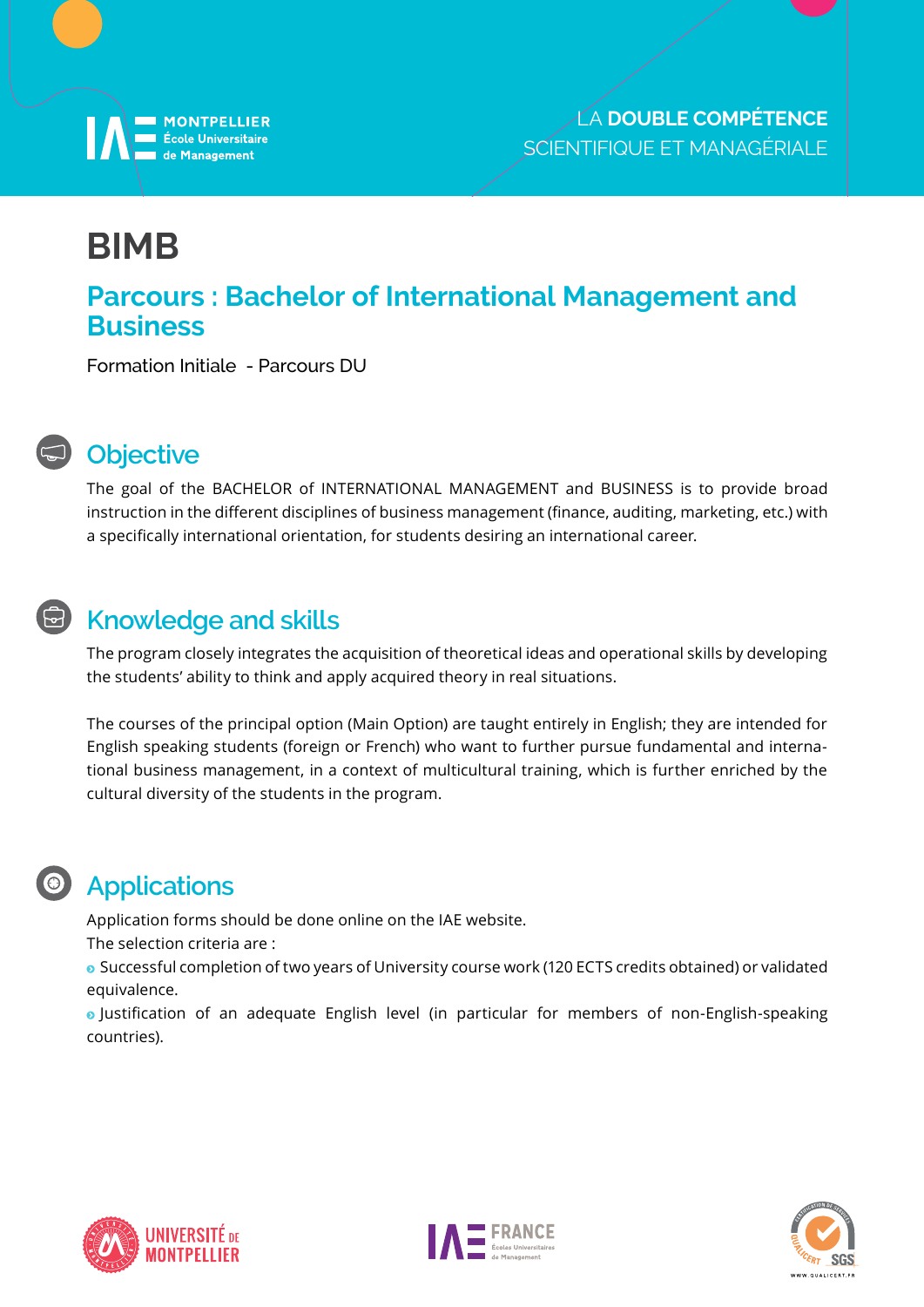IAE MONTPELLIER École Universitaire de Management

LA **DOUBLE COMPÉTENCE** SCIENTIFIQUE ET MANAGÉRIALE

# BIMB

## Parcours : Bachelor of International Management and Business

Formation Initiale - Parcours DU

## Objective

The goal of the BACHELOR of INTERNATIONAL MANAGEMENT and BUSINESS is to provide broad instruction in the different disciplines of business management (finance, auditing, marketing, etc.) with a specifically international orientation, for students desiring an international career.

## Knowledge and skills

The program closely integrates the acquisition of theoretical ideas and operational skills by developing the students' ability to think and apply acquired theory in real situations.

The courses of the principal option (Main Option) are taught entirely in English; they are intended for English speaking students (foreign or French) who want to further pursue fundamental and international business management, in a context of multicultural training, which is further enriched by the cultural diversity of the students in the program.

## Applications

Application forms should be done online on the IAE website.

The selection criteria are :

- Successful completion of two years of University course work (120 ECTS credits obtained) or validated equivalence.
- Justification of an adequate English level (in particular for members of non-English-speaking countries).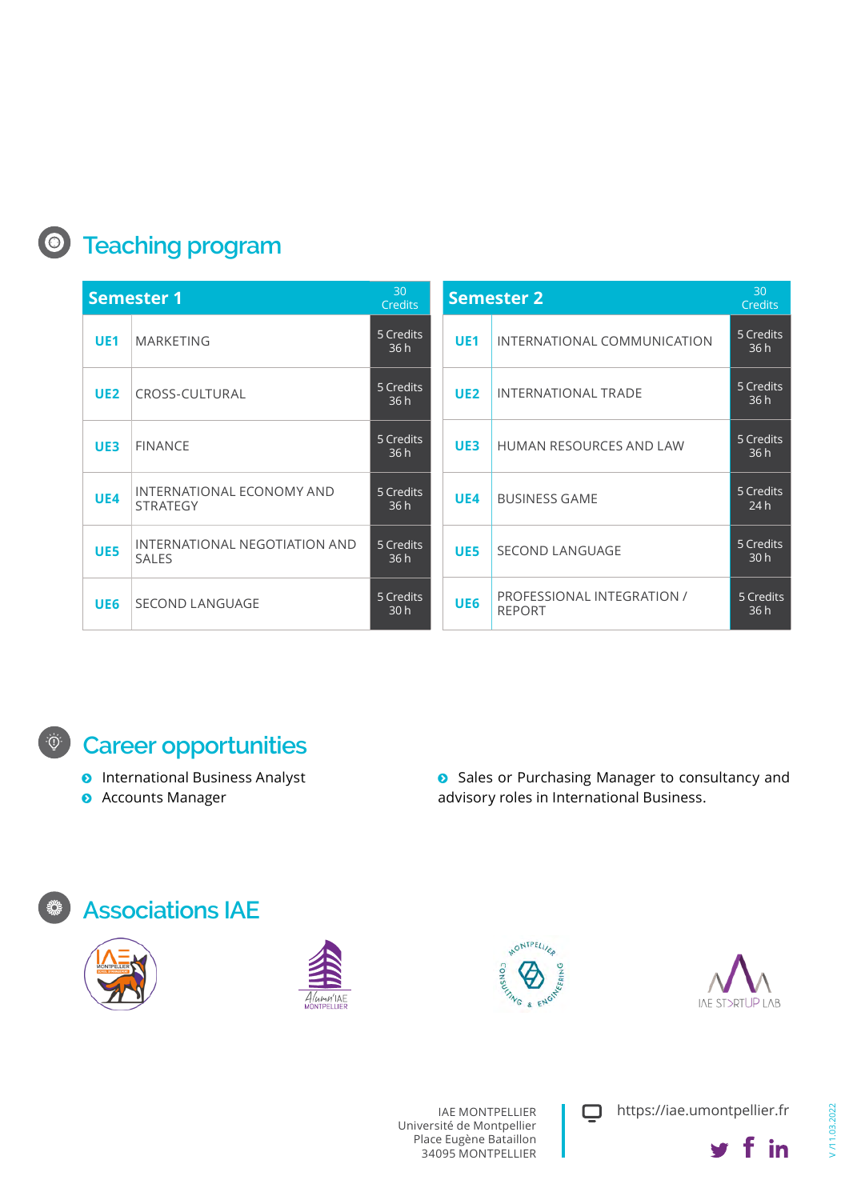## Teaching program

| Semester 1 | | 30 Credits |
|---|---|---|
| UE1 | MARKETING | 5 Credits 36 h |
| UE2 | CROSS-CULTURAL | 5 Credits 36 h |
| UE3 | FINANCE | 5 Credits 36 h |
| UE4 | INTERNATIONAL ECONOMY AND STRATEGY | 5 Credits 36 h |
| UE5 | INTERNATIONAL NEGOTIATION AND SALES | 5 Credits 36 h |
| UE6 | SECOND LANGUAGE | 5 Credits 30 h |

| Semester 2 | | 30 Credits |
|---|---|---|
| UE1 | INTERNATIONAL COMMUNICATION | 5 Credits 36 h |
| UE2 | INTERNATIONAL TRADE | 5 Credits 36 h |
| UE3 | HUMAN RESOURCES AND LAW | 5 Credits 36 h |
| UE4 | BUSINESS GAME | 5 Credits 24 h |
| UE5 | SECOND LANGUAGE | 5 Credits 30 h |
| UE6 | PROFESSIONAL INTEGRATION / REPORT | 5 Credits 36 h |

## Career opportunities

- International Business Analyst
- Accounts Manager
- Sales or Purchasing Manager to consultancy and advisory roles in International Business.

## Associations IAE

IAE MONTPELLIER
Université de Montpellier
Place Eugène Bataillon
34095 MONTPELLIER

https://iae.umontpellier.fr

V /11.03.2022